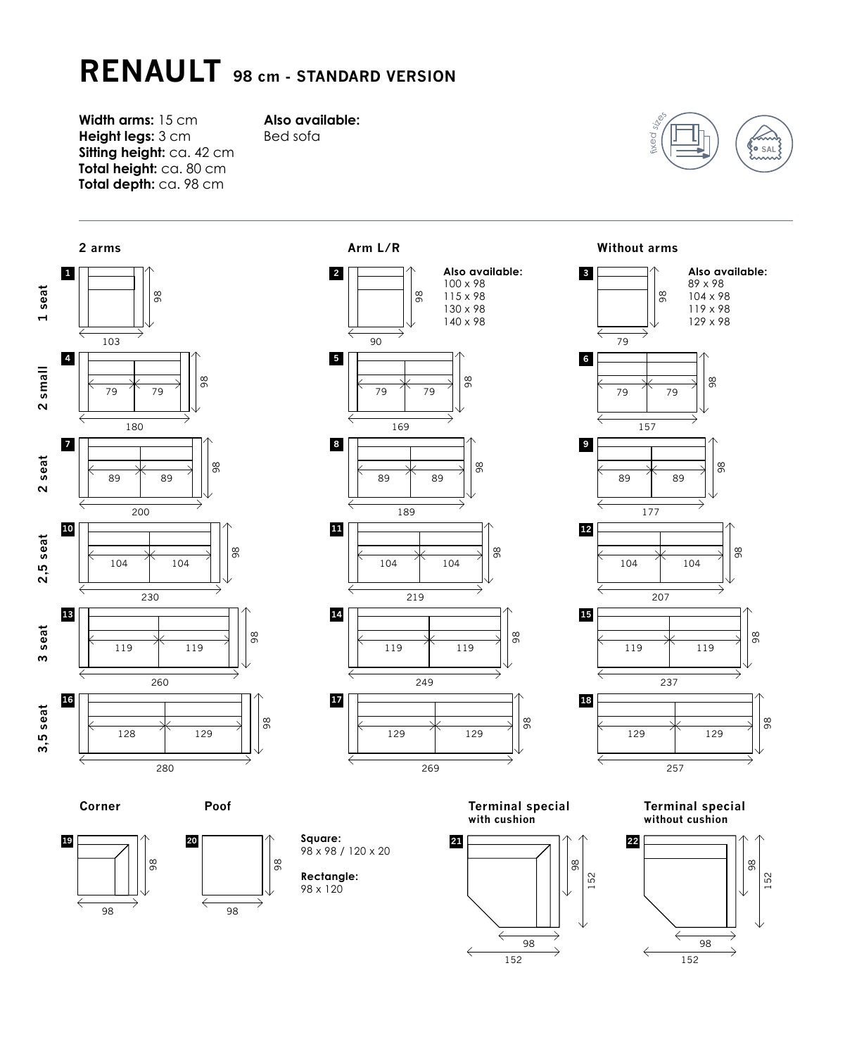# RENAULT 98 cm - STANDARD VERSION

**Width arms:** 15 cm
**Height legs:** 3 cm
**Sitting height:** ca. 42 cm
**Total height:** ca. 80 cm
**Total depth:** ca. 98 cm

**Also available:**
Bed sofa

fixed sizes

SAL

| | 2 arms | Arm L/R | Without arms |
|---|---|---|---|
| 1 seat | 1: 103 x 98 | 2: 90 x 98 | 3: 79 x 98 |
| 2 small | 4: 180 x 98 (79 / 79) | 5: 169 x 98 (79 / 79) | 6: 157 x 98 (79 / 79) |
| 2 seat | 7: 200 x 98 (89 / 89) | 8: 189 x 98 (89 / 89) | 9: 177 x 98 (89 / 89) |
| 2,5 seat | 10: 230 x 98 (104 / 104) | 11: 219 x 98 (104 / 104) | 12: 207 x 98 (104 / 104) |
| 3 seat | 13: 260 x 98 (119 / 119) | 14: 249 x 98 (119 / 119) | 15: 237 x 98 (119 / 119) |
| 3,5 seat | 16: 280 x 98 (128 / 129) | 17: 269 x 98 (129 / 129) | 18: 257 x 98 (129 / 129) |

**Arm L/R – Also available:**
100 x 98
115 x 98
130 x 98
140 x 98

**Without arms – Also available:**
89 x 98
104 x 98
119 x 98
129 x 98

**Corner**

19: 98 x 98

**Poof**

20: 98 x 98

**Square:**
98 x 98 / 120 x 20

**Rectangle:**
98 x 120

**Terminal special with cushion**

21: 152 x 152 (98 / 98)

**Terminal special without cushion**

22: 152 x 152 (98 / 98)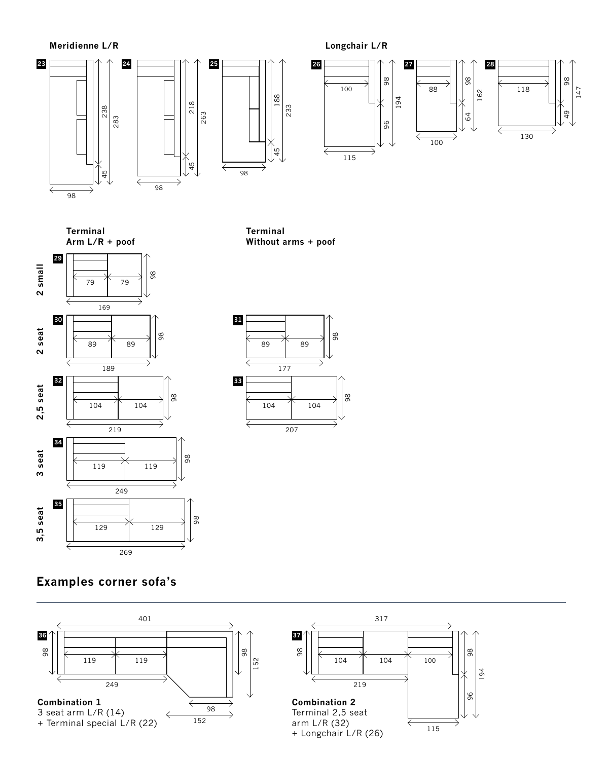**Meridienne L/R**

**23** 98 — 238 / 45 / 283

**24** 98 — 218 / 45 / 263

**25** 98 — 188 / 45 / 233

**Longchair L/R**

**26** 100 / 115 — 98 / 96 / 194

**27** 88 / 100 — 98 / 64 / 162

**28** 118 / 130 — 98 / 49 / 147

**Terminal**
**Arm L/R + poof**

**Terminal**
**Without arms + poof**

**2 small**

**29** 79 / 79 — 169 — 98

**2 seat**

**30** 89 / 89 — 189 — 98

**31** 89 / 89 — 177 — 98

**2,5 seat**

**32** 104 / 104 — 219 — 98

**33** 104 / 104 — 207 — 98

**3 seat**

**34** 119 / 119 — 249 — 98

**3,5 seat**

**35** 129 / 129 — 269 — 98

## Examples corner sofa's

**36** 401 — 119 / 119 — 249 — 98 — 98 / 152 — 98 / 152

**Combination 1**
3 seat arm L/R (14)
+ Terminal special L/R (22)

**37** 317 — 104 / 104 / 100 — 219 — 98 — 98 / 96 / 194 — 115

**Combination 2**
Terminal 2,5 seat
arm L/R (32)
+ Longchair L/R (26)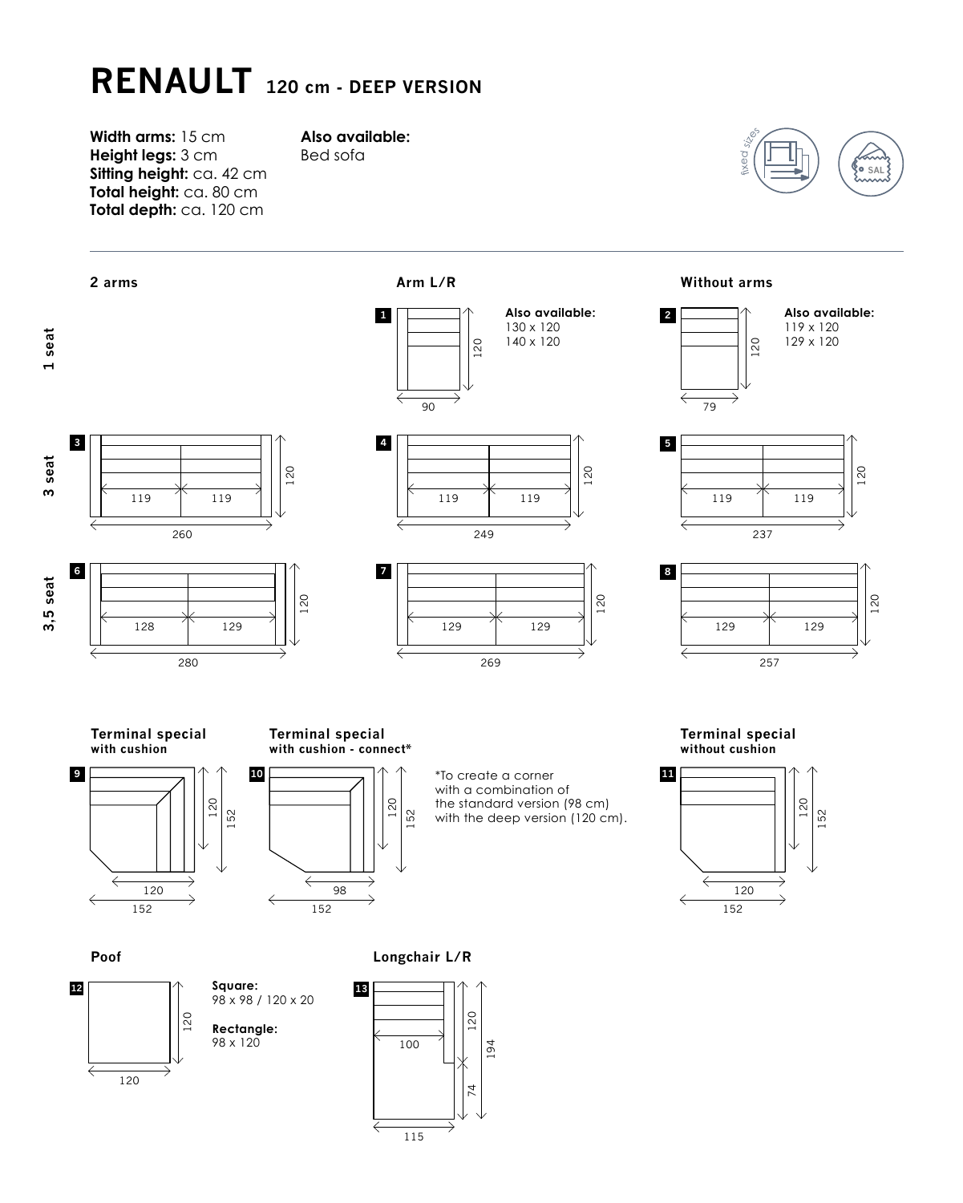# RENAULT 120 cm - DEEP VERSION

**Width arms:** 15 cm
**Height legs:** 3 cm
**Sitting height:** ca. 42 cm
**Total height:** ca. 80 cm
**Total depth:** ca. 120 cm

**Also available:**
Bed sofa

fixed sizes

SAL

| | 2 arms | Arm L/R | Without arms |
|---|---|---|---|
| **1 seat** | | **1** 90 x 120<br>**Also available:** 130 x 120, 140 x 120 | **2** 79 x 120<br>**Also available:** 119 x 120, 129 x 120 |
| **3 seat** | **3** 260 x 120 (119 / 119) | **4** 249 x 120 (119 / 119) | **5** 237 x 120 (119 / 119) |
| **3,5 seat** | **6** 280 x 120 (128 / 129) | **7** 269 x 120 (129 / 129) | **8** 257 x 120 (129 / 129) |

**Terminal special**
**with cushion**

**9** 120 / 152 x 120 / 152

**Terminal special**
**with cushion - connect***

**10** 98 / 152 x 120 / 152

*To create a corner with a combination of the standard version (98 cm) with the deep version (120 cm).

**Terminal special**
**without cushion**

**11** 120 / 152 x 120 / 152

**Poof**

**12** 120 x 120

**Square:**
98 x 98 / 120 x 20

**Rectangle:**
98 x 120

**Longchair L/R**

**13** 100 / 115 x 120 / 74 / 194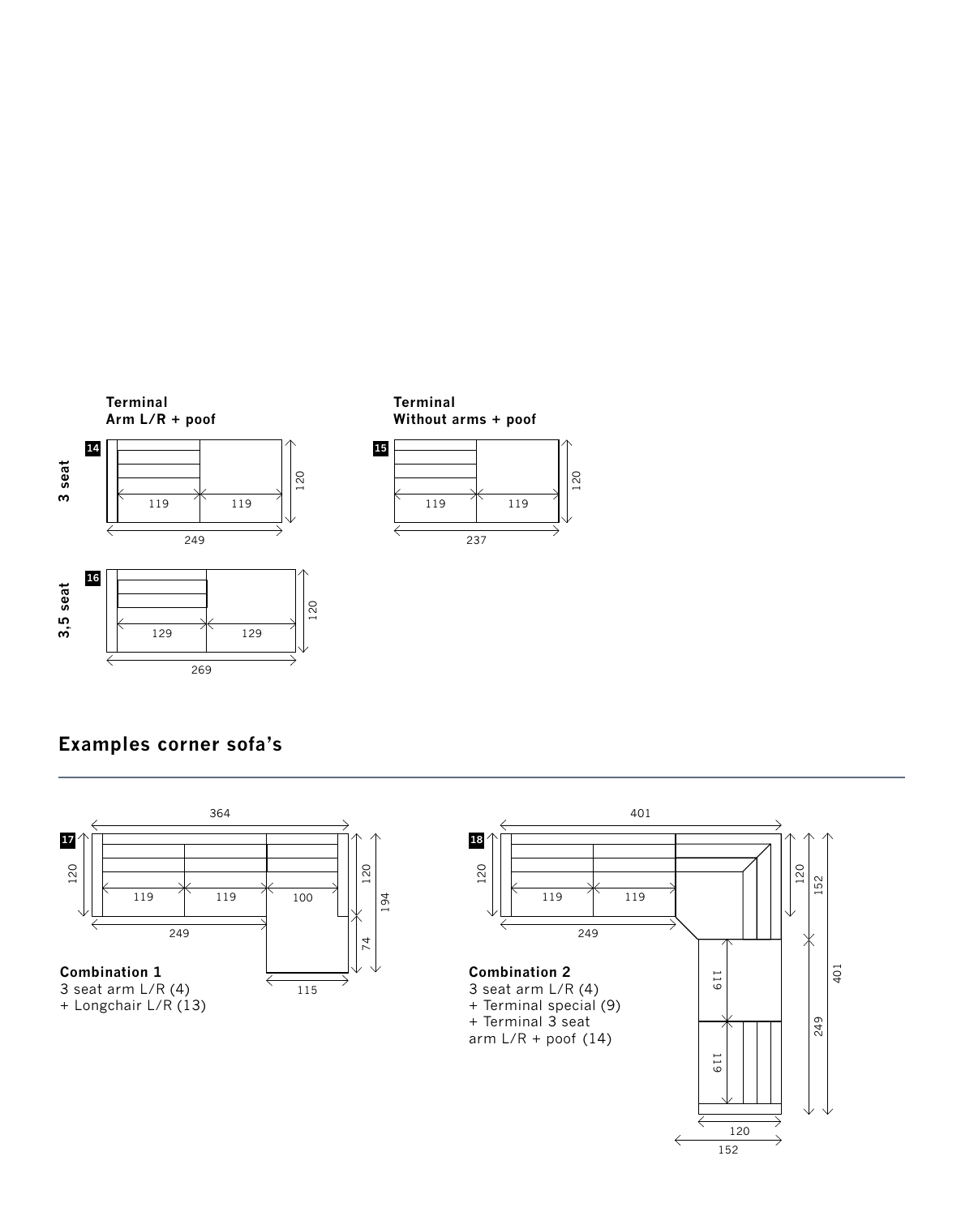**Terminal**
**Arm L/R + poof**

**Terminal**
**Without arms + poof**

**3 seat**

14

119
119
249
120

15

119
119
237
120

**3,5 seat**

16

129
129
269
120

## Examples corner sofa's

17

364
120
119
119
100
249
120
194
74
115

**Combination 1**
3 seat arm L/R (4)
+ Longchair L/R (13)

18

401
120
119
119
249
120
152
119
119
249
401
120
152

**Combination 2**
3 seat arm L/R (4)
+ Terminal special (9)
+ Terminal 3 seat
arm L/R + poof (14)